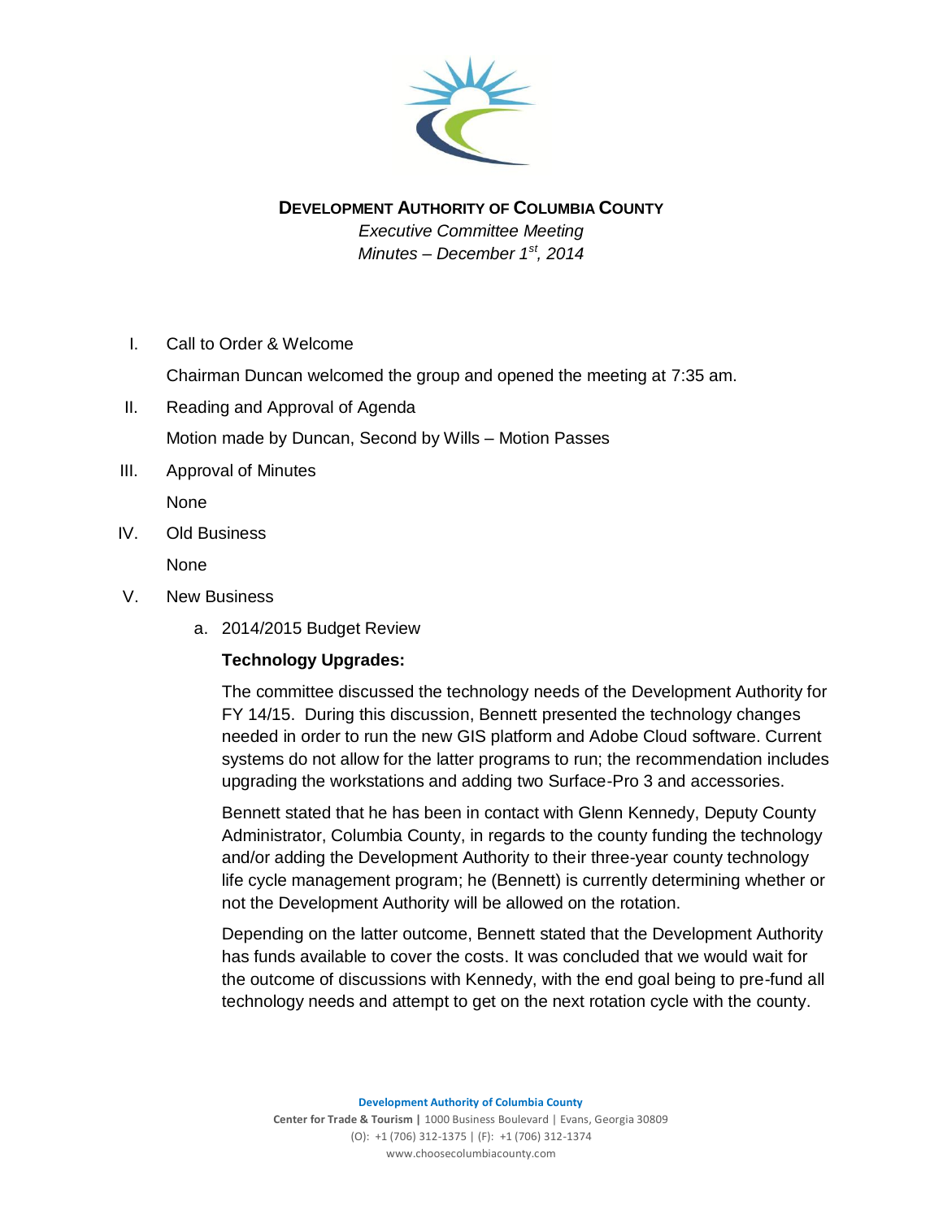# DEVELOPMENT AUTHORITY OF COLUMBIA COUNTY

*Executive Committee Meeting*
*Minutes – December 1st, 2014*

I. Call to Order & Welcome

   Chairman Duncan welcomed the group and opened the meeting at 7:35 am.

II. Reading and Approval of Agenda

   Motion made by Duncan, Second by Wills – Motion Passes

III. Approval of Minutes

   None

IV. Old Business

   None

V. New Business

   a. 2014/2015 Budget Review

   **Technology Upgrades:**

   The committee discussed the technology needs of the Development Authority for FY 14/15. During this discussion, Bennett presented the technology changes needed in order to run the new GIS platform and Adobe Cloud software. Current systems do not allow for the latter programs to run; the recommendation includes upgrading the workstations and adding two Surface-Pro 3 and accessories.

   Bennett stated that he has been in contact with Glenn Kennedy, Deputy County Administrator, Columbia County, in regards to the county funding the technology and/or adding the Development Authority to their three-year county technology life cycle management program; he (Bennett) is currently determining whether or not the Development Authority will be allowed on the rotation.

   Depending on the latter outcome, Bennett stated that the Development Authority has funds available to cover the costs. It was concluded that we would wait for the outcome of discussions with Kennedy, with the end goal being to pre-fund all technology needs and attempt to get on the next rotation cycle with the county.

**Development Authority of Columbia County**
**Center for Trade & Tourism |** 1000 Business Boulevard | Evans, Georgia 30809
(O): +1 (706) 312-1375 | (F): +1 (706) 312-1374
www.choosecolumbiacounty.com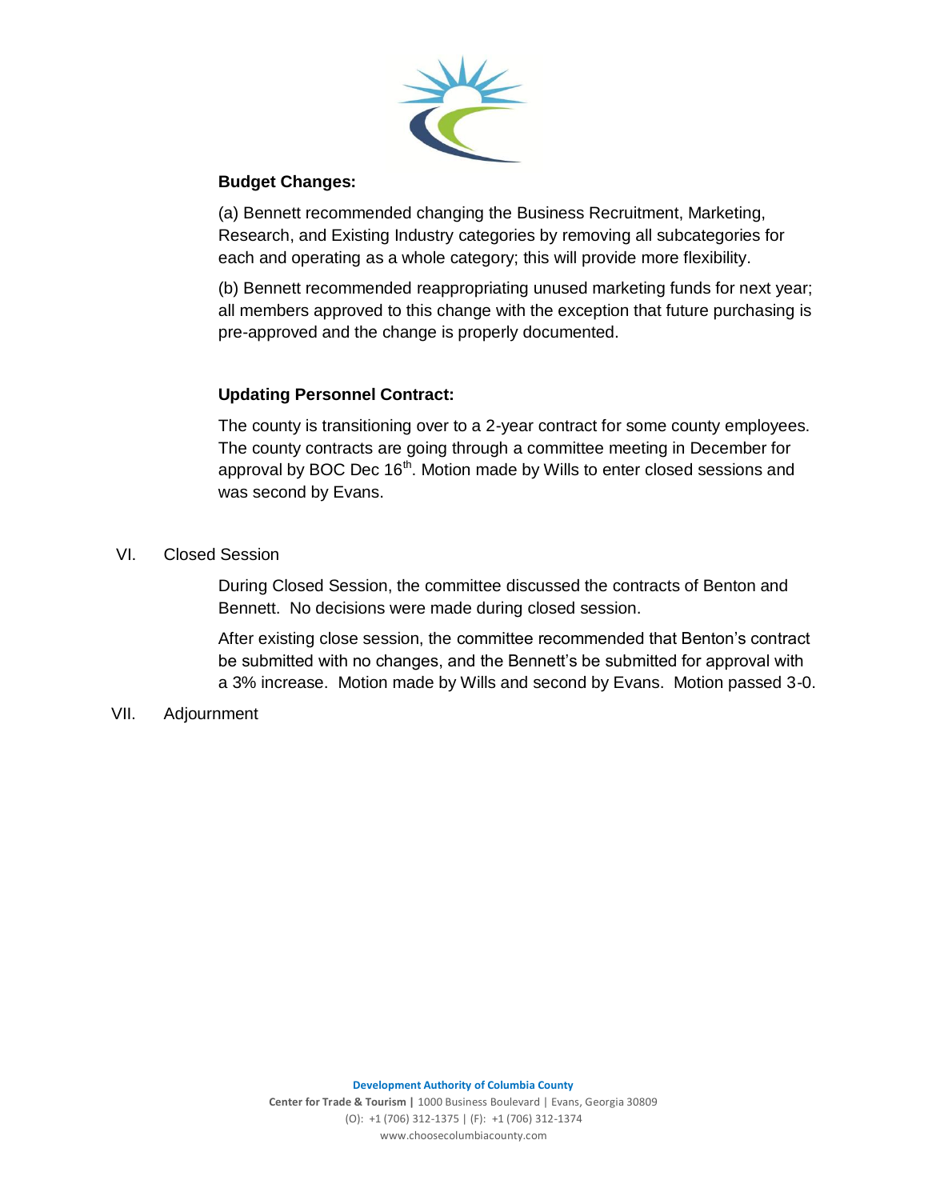**Budget Changes:**

(a) Bennett recommended changing the Business Recruitment, Marketing, Research, and Existing Industry categories by removing all subcategories for each and operating as a whole category; this will provide more flexibility.

(b) Bennett recommended reappropriating unused marketing funds for next year; all members approved to this change with the exception that future purchasing is pre-approved and the change is properly documented.

**Updating Personnel Contract:**

The county is transitioning over to a 2-year contract for some county employees. The county contracts are going through a committee meeting in December for approval by BOC Dec 16th. Motion made by Wills to enter closed sessions and was second by Evans.

VI. Closed Session

During Closed Session, the committee discussed the contracts of Benton and Bennett. No decisions were made during closed session.

After existing close session, the committee recommended that Benton's contract be submitted with no changes, and the Bennett's be submitted for approval with a 3% increase. Motion made by Wills and second by Evans. Motion passed 3-0.

VII. Adjournment

**Development Authority of Columbia County**
**Center for Trade & Tourism |** 1000 Business Boulevard | Evans, Georgia 30809
(O): +1 (706) 312-1375 | (F): +1 (706) 312-1374
www.choosecolumbiacounty.com